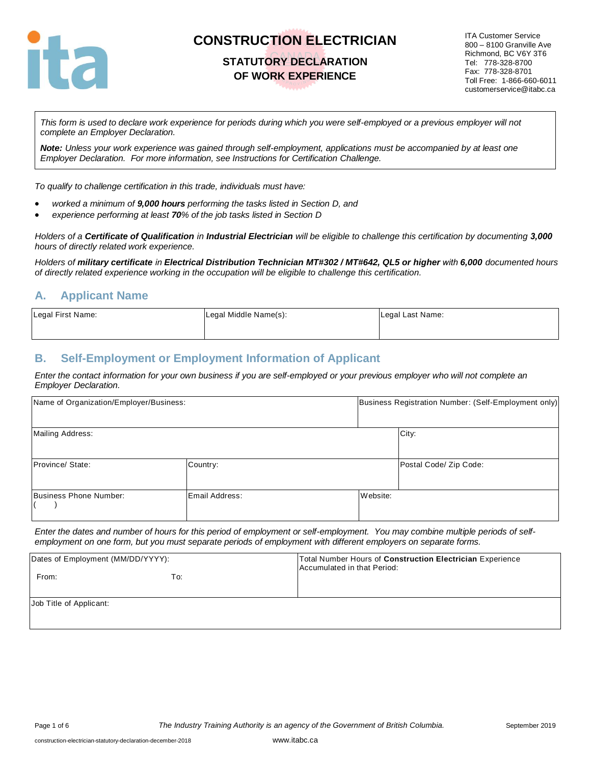# CONSTRUCTION ELECTRICIAN

## STATUTORY DECLARATION OF WORK EXPERIENCE

ITA Customer Service
800 – 8100 Granville Ave
Richmond, BC V6Y 3T6
Tel: 778-328-8700
Fax: 778-328-8701
Toll Free: 1-866-660-6011
customerservice@itabc.ca

*This form is used to declare work experience for periods during which you were self-employed or a previous employer will not complete an Employer Declaration.*

***Note:*** *Unless your work experience was gained through self-employment, applications must be accompanied by at least one Employer Declaration. For more information, see Instructions for Certification Challenge.*

*To qualify to challenge certification in this trade, individuals must have:*

- *worked a minimum of **9,000 hours** performing the tasks listed in Section D, and*
- *experience performing at least **70**% of the job tasks listed in Section D*

*Holders of a **Certificate of Qualification** in **Industrial Electrician** will be eligible to challenge this certification by documenting **3,000** hours of directly related work experience.*

*Holders of **military certificate** in **Electrical Distribution Technician MT#302 / MT#642, QL5 or higher** with **6,000** documented hours of directly related experience working in the occupation will be eligible to challenge this certification.*

## A. Applicant Name

| Legal First Name: | Legal Middle Name(s): | Legal Last Name: |
|---|---|---|
| | | |

## B. Self-Employment or Employment Information of Applicant

*Enter the contact information for your own business if you are self-employed or your previous employer who will not complete an Employer Declaration.*

| Name of Organization/Employer/Business: | | Business Registration Number: (Self-Employment only) |
|---|---|---|
| Mailing Address: | | City: |
| Province/ State: | Country: | Postal Code/ Zip Code: |
| Business Phone Number: ( ) | Email Address: | Website: |

*Enter the dates and number of hours for this period of employment or self-employment. You may combine multiple periods of self-employment on one form, but you must separate periods of employment with different employers on separate forms.*

| Dates of Employment (MM/DD/YYYY): From: To: | Total Number Hours of **Construction Electrician** Experience Accumulated in that Period: |
|---|---|
| Job Title of Applicant: | |

*The Industry Training Authority is an agency of the Government of British Columbia.*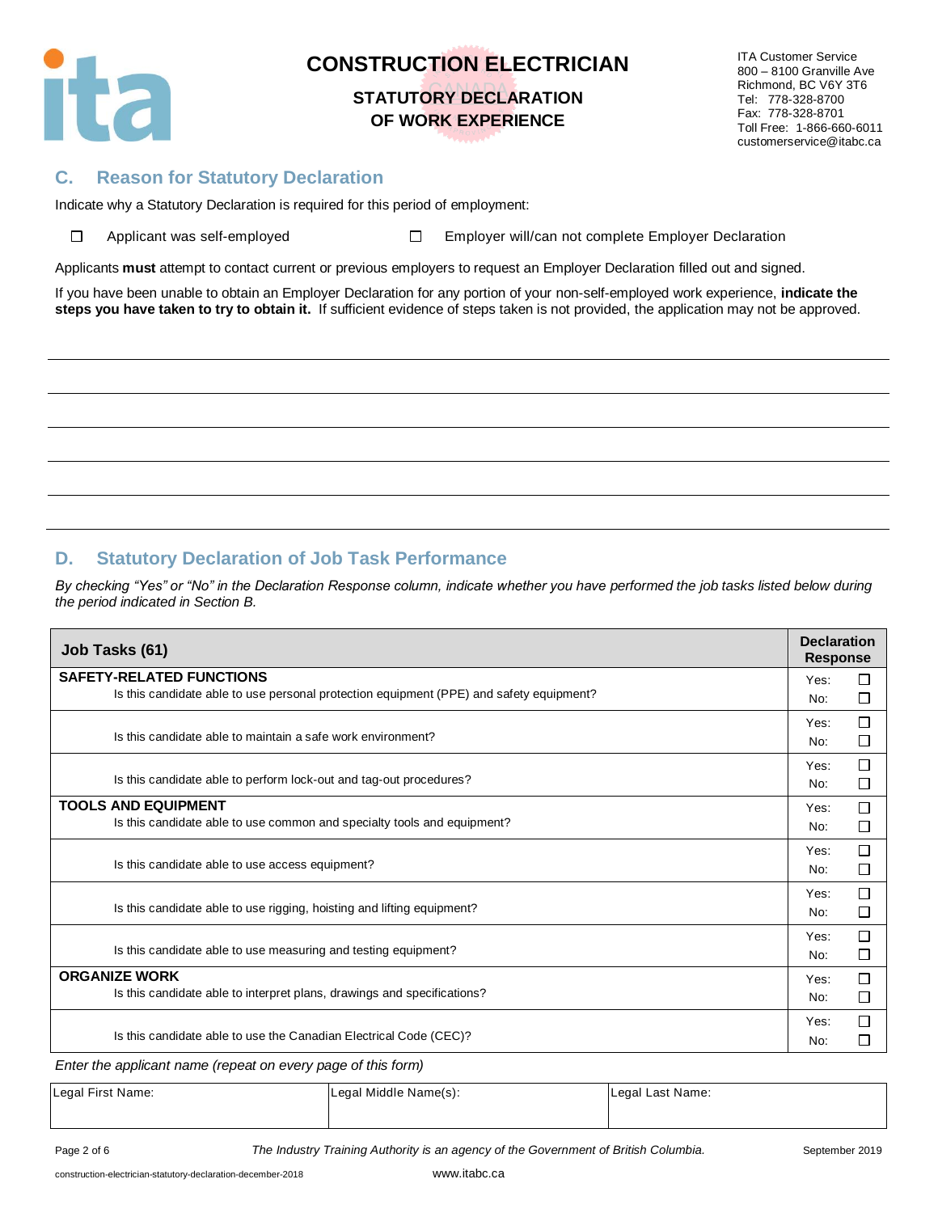# CONSTRUCTION ELECTRICIAN

## STATUTORY DECLARATION OF WORK EXPERIENCE

ITA Customer Service
800 – 8100 Granville Ave
Richmond, BC V6Y 3T6
Tel: 778-328-8700
Fax: 778-328-8701
Toll Free: 1-866-660-6011
customerservice@itabc.ca

## C. Reason for Statutory Declaration

Indicate why a Statutory Declaration is required for this period of employment:

☐ Applicant was self-employed ☐ Employer will/can not complete Employer Declaration

Applicants **must** attempt to contact current or previous employers to request an Employer Declaration filled out and signed.

If you have been unable to obtain an Employer Declaration for any portion of your non-self-employed work experience, **indicate the steps you have taken to try to obtain it.** If sufficient evidence of steps taken is not provided, the application may not be approved.

______________________________________________________________________

______________________________________________________________________

______________________________________________________________________

______________________________________________________________________

______________________________________________________________________

## D. Statutory Declaration of Job Task Performance

*By checking "Yes" or "No" in the Declaration Response column, indicate whether you have performed the job tasks listed below during the period indicated in Section B.*

| Job Tasks (61) | Declaration Response |
|---|---|
| **SAFETY-RELATED FUNCTIONS**<br>Is this candidate able to use personal protection equipment (PPE) and safety equipment? | Yes: ☐<br>No: ☐ |
| Is this candidate able to maintain a safe work environment? | Yes: ☐<br>No: ☐ |
| Is this candidate able to perform lock-out and tag-out procedures? | Yes: ☐<br>No: ☐ |
| **TOOLS AND EQUIPMENT**<br>Is this candidate able to use common and specialty tools and equipment? | Yes: ☐<br>No: ☐ |
| Is this candidate able to use access equipment? | Yes: ☐<br>No: ☐ |
| Is this candidate able to use rigging, hoisting and lifting equipment? | Yes: ☐<br>No: ☐ |
| Is this candidate able to use measuring and testing equipment? | Yes: ☐<br>No: ☐ |
| **ORGANIZE WORK**<br>Is this candidate able to interpret plans, drawings and specifications? | Yes: ☐<br>No: ☐ |
| Is this candidate able to use the Canadian Electrical Code (CEC)? | Yes: ☐<br>No: ☐ |

*Enter the applicant name (repeat on every page of this form)*

| Legal First Name: | Legal Middle Name(s): | Legal Last Name: |
|---|---|---|
| | | |

*The Industry Training Authority is an agency of the Government of British Columbia.*

September 2019

construction-electrician-statutory-declaration-december-2018

www.itabc.ca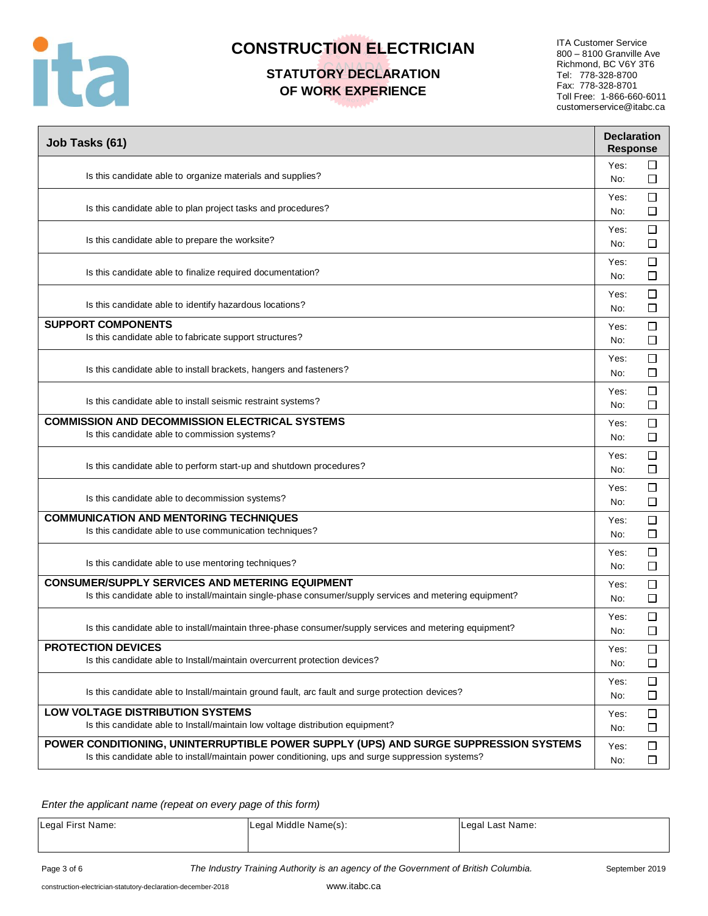# CONSTRUCTION ELECTRICIAN

## STATUTORY DECLARATION OF WORK EXPERIENCE

ITA Customer Service
800 – 8100 Granville Ave
Richmond, BC V6Y 3T6
Tel: 778-328-8700
Fax: 778-328-8701
Toll Free: 1-866-660-6011
customerservice@itabc.ca

| Job Tasks (61) | Declaration Response |
|---|---|
| Is this candidate able to organize materials and supplies? | Yes: ☐ No: ☐ |
| Is this candidate able to plan project tasks and procedures? | Yes: ☐ No: ☐ |
| Is this candidate able to prepare the worksite? | Yes: ☐ No: ☐ |
| Is this candidate able to finalize required documentation? | Yes: ☐ No: ☐ |
| Is this candidate able to identify hazardous locations? | Yes: ☐ No: ☐ |
| **SUPPORT COMPONENTS** Is this candidate able to fabricate support structures? | Yes: ☐ No: ☐ |
| Is this candidate able to install brackets, hangers and fasteners? | Yes: ☐ No: ☐ |
| Is this candidate able to install seismic restraint systems? | Yes: ☐ No: ☐ |
| **COMMISSION AND DECOMMISSION ELECTRICAL SYSTEMS** Is this candidate able to commission systems? | Yes: ☐ No: ☐ |
| Is this candidate able to perform start-up and shutdown procedures? | Yes: ☐ No: ☐ |
| Is this candidate able to decommission systems? | Yes: ☐ No: ☐ |
| **COMMUNICATION AND MENTORING TECHNIQUES** Is this candidate able to use communication techniques? | Yes: ☐ No: ☐ |
| Is this candidate able to use mentoring techniques? | Yes: ☐ No: ☐ |
| **CONSUMER/SUPPLY SERVICES AND METERING EQUIPMENT** Is this candidate able to install/maintain single-phase consumer/supply services and metering equipment? | Yes: ☐ No: ☐ |
| Is this candidate able to install/maintain three-phase consumer/supply services and metering equipment? | Yes: ☐ No: ☐ |
| **PROTECTION DEVICES** Is this candidate able to Install/maintain overcurrent protection devices? | Yes: ☐ No: ☐ |
| Is this candidate able to Install/maintain ground fault, arc fault and surge protection devices? | Yes: ☐ No: ☐ |
| **LOW VOLTAGE DISTRIBUTION SYSTEMS** Is this candidate able to Install/maintain low voltage distribution equipment? | Yes: ☐ No: ☐ |
| **POWER CONDITIONING, UNINTERRUPTIBLE POWER SUPPLY (UPS) AND SURGE SUPPRESSION SYSTEMS** Is this candidate able to install/maintain power conditioning, ups and surge suppression systems? | Yes: ☐ No: ☐ |

*Enter the applicant name (repeat on every page of this form)*

| Legal First Name: | Legal Middle Name(s): | Legal Last Name: |
|---|---|---|
| | | |

*The Industry Training Authority is an agency of the Government of British Columbia.*

September 2019

construction-electrician-statutory-declaration-december-2018

www.itabc.ca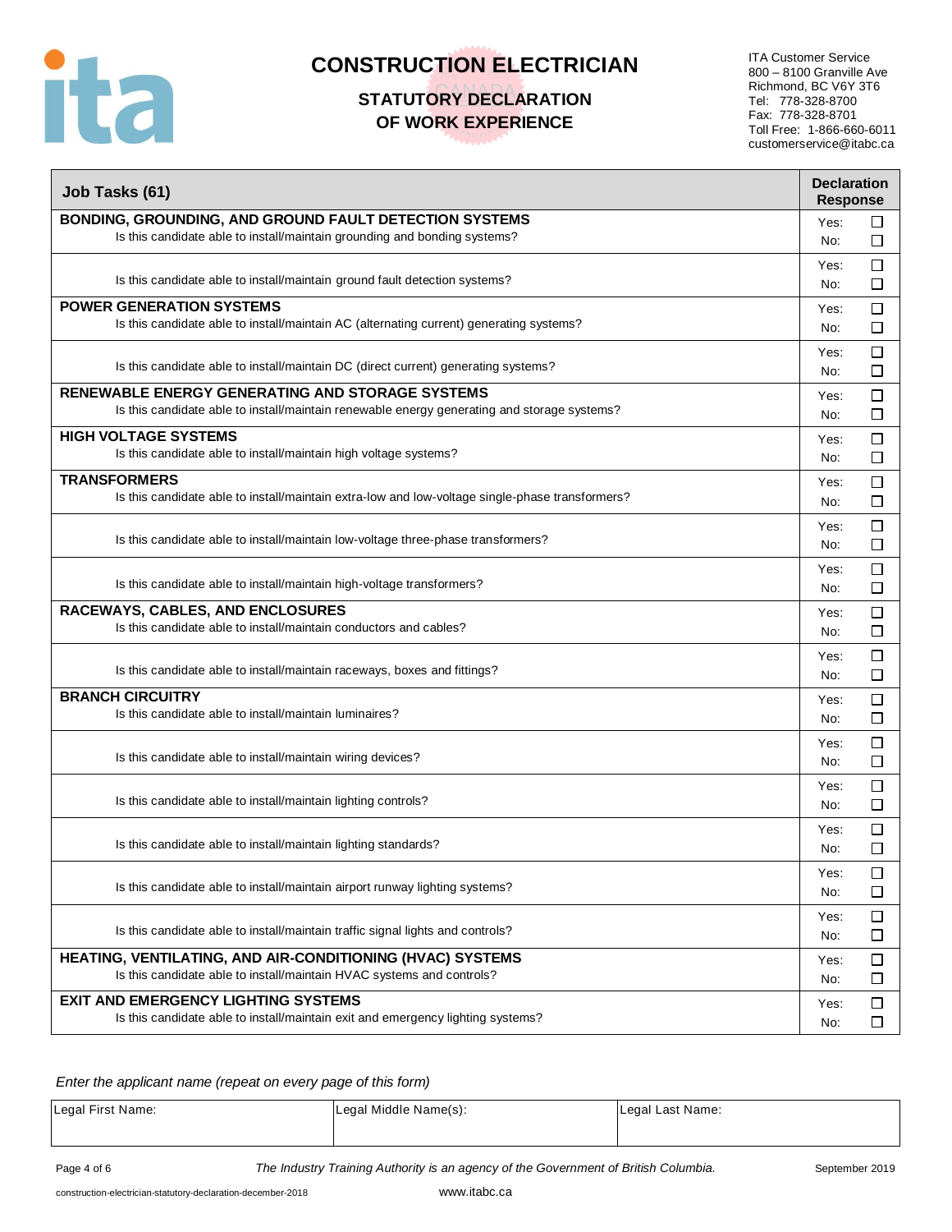# CONSTRUCTION ELECTRICIAN

## STATUTORY DECLARATION OF WORK EXPERIENCE

ITA Customer Service
800 – 8100 Granville Ave
Richmond, BC V6Y 3T6
Tel: 778-328-8700
Fax: 778-328-8701
Toll Free: 1-866-660-6011
customerservice@itabc.ca

| Job Tasks (61) | Declaration Response |
|---|---|
| **BONDING, GROUNDING, AND GROUND FAULT DETECTION SYSTEMS**<br>Is this candidate able to install/maintain grounding and bonding systems? | Yes: ☐<br>No: ☐ |
| Is this candidate able to install/maintain ground fault detection systems? | Yes: ☐<br>No: ☐ |
| **POWER GENERATION SYSTEMS**<br>Is this candidate able to install/maintain AC (alternating current) generating systems? | Yes: ☐<br>No: ☐ |
| Is this candidate able to install/maintain DC (direct current) generating systems? | Yes: ☐<br>No: ☐ |
| **RENEWABLE ENERGY GENERATING AND STORAGE SYSTEMS**<br>Is this candidate able to install/maintain renewable energy generating and storage systems? | Yes: ☐<br>No: ☐ |
| **HIGH VOLTAGE SYSTEMS**<br>Is this candidate able to install/maintain high voltage systems? | Yes: ☐<br>No: ☐ |
| **TRANSFORMERS**<br>Is this candidate able to install/maintain extra-low and low-voltage single-phase transformers? | Yes: ☐<br>No: ☐ |
| Is this candidate able to install/maintain low-voltage three-phase transformers? | Yes: ☐<br>No: ☐ |
| Is this candidate able to install/maintain high-voltage transformers? | Yes: ☐<br>No: ☐ |
| **RACEWAYS, CABLES, AND ENCLOSURES**<br>Is this candidate able to install/maintain conductors and cables? | Yes: ☐<br>No: ☐ |
| Is this candidate able to install/maintain raceways, boxes and fittings? | Yes: ☐<br>No: ☐ |
| **BRANCH CIRCUITRY**<br>Is this candidate able to install/maintain luminaires? | Yes: ☐<br>No: ☐ |
| Is this candidate able to install/maintain wiring devices? | Yes: ☐<br>No: ☐ |
| Is this candidate able to install/maintain lighting controls? | Yes: ☐<br>No: ☐ |
| Is this candidate able to install/maintain lighting standards? | Yes: ☐<br>No: ☐ |
| Is this candidate able to install/maintain airport runway lighting systems? | Yes: ☐<br>No: ☐ |
| Is this candidate able to install/maintain traffic signal lights and controls? | Yes: ☐<br>No: ☐ |
| **HEATING, VENTILATING, AND AIR-CONDITIONING (HVAC) SYSTEMS**<br>Is this candidate able to install/maintain HVAC systems and controls? | Yes: ☐<br>No: ☐ |
| **EXIT AND EMERGENCY LIGHTING SYSTEMS**<br>Is this candidate able to install/maintain exit and emergency lighting systems? | Yes: ☐<br>No: ☐ |

*Enter the applicant name (repeat on every page of this form)*

| Legal First Name: | Legal Middle Name(s): | Legal Last Name: |
|---|---|---|
| | | |

*The Industry Training Authority is an agency of the Government of British Columbia.*

September 2019

construction-electrician-statutory-declaration-december-2018

www.itabc.ca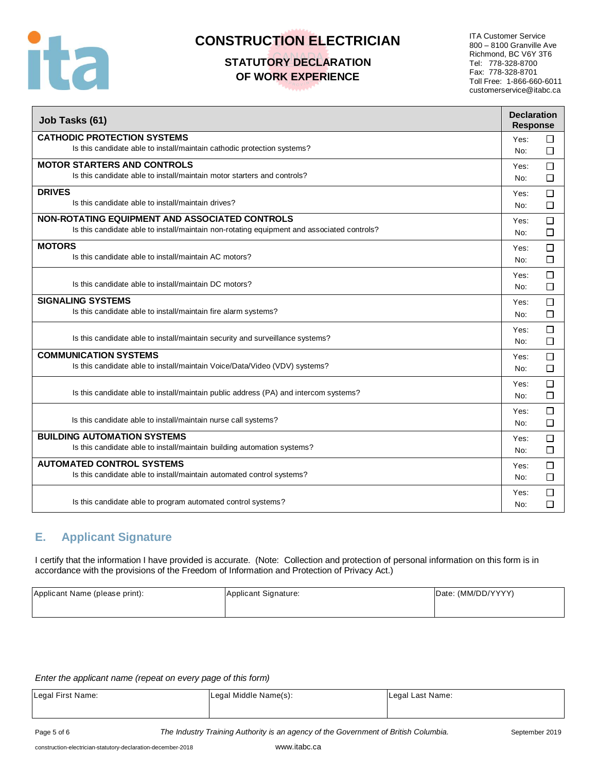# CONSTRUCTION ELECTRICIAN

## STATUTORY DECLARATION OF WORK EXPERIENCE

ITA Customer Service
800 – 8100 Granville Ave
Richmond, BC V6Y 3T6
Tel: 778-328-8700
Fax: 778-328-8701
Toll Free: 1-866-660-6011
customerservice@itabc.ca

| Job Tasks (61) | Declaration Response |
|---|---|
| **CATHODIC PROTECTION SYSTEMS**<br>Is this candidate able to install/maintain cathodic protection systems? | Yes: ☐<br>No: ☐ |
| **MOTOR STARTERS AND CONTROLS**<br>Is this candidate able to install/maintain motor starters and controls? | Yes: ☐<br>No: ☐ |
| **DRIVES**<br>Is this candidate able to install/maintain drives? | Yes: ☐<br>No: ☐ |
| **NON-ROTATING EQUIPMENT AND ASSOCIATED CONTROLS**<br>Is this candidate able to install/maintain non-rotating equipment and associated controls? | Yes: ☐<br>No: ☐ |
| **MOTORS**<br>Is this candidate able to install/maintain AC motors? | Yes: ☐<br>No: ☐ |
| Is this candidate able to install/maintain DC motors? | Yes: ☐<br>No: ☐ |
| **SIGNALING SYSTEMS**<br>Is this candidate able to install/maintain fire alarm systems? | Yes: ☐<br>No: ☐ |
| Is this candidate able to install/maintain security and surveillance systems? | Yes: ☐<br>No: ☐ |
| **COMMUNICATION SYSTEMS**<br>Is this candidate able to install/maintain Voice/Data/Video (VDV) systems? | Yes: ☐<br>No: ☐ |
| Is this candidate able to install/maintain public address (PA) and intercom systems? | Yes: ☐<br>No: ☐ |
| Is this candidate able to install/maintain nurse call systems? | Yes: ☐<br>No: ☐ |
| **BUILDING AUTOMATION SYSTEMS**<br>Is this candidate able to install/maintain building automation systems? | Yes: ☐<br>No: ☐ |
| **AUTOMATED CONTROL SYSTEMS**<br>Is this candidate able to install/maintain automated control systems? | Yes: ☐<br>No: ☐ |
| Is this candidate able to program automated control systems? | Yes: ☐<br>No: ☐ |

## E. Applicant Signature

I certify that the information I have provided is accurate. (Note: Collection and protection of personal information on this form is in accordance with the provisions of the Freedom of Information and Protection of Privacy Act.)

| Applicant Name (please print): | Applicant Signature: | Date: (MM/DD/YYYY) |
|---|---|---|
| | | |

*Enter the applicant name (repeat on every page of this form)*

| Legal First Name: | Legal Middle Name(s): | Legal Last Name: |
|---|---|---|
| | | |

*The Industry Training Authority is an agency of the Government of British Columbia.*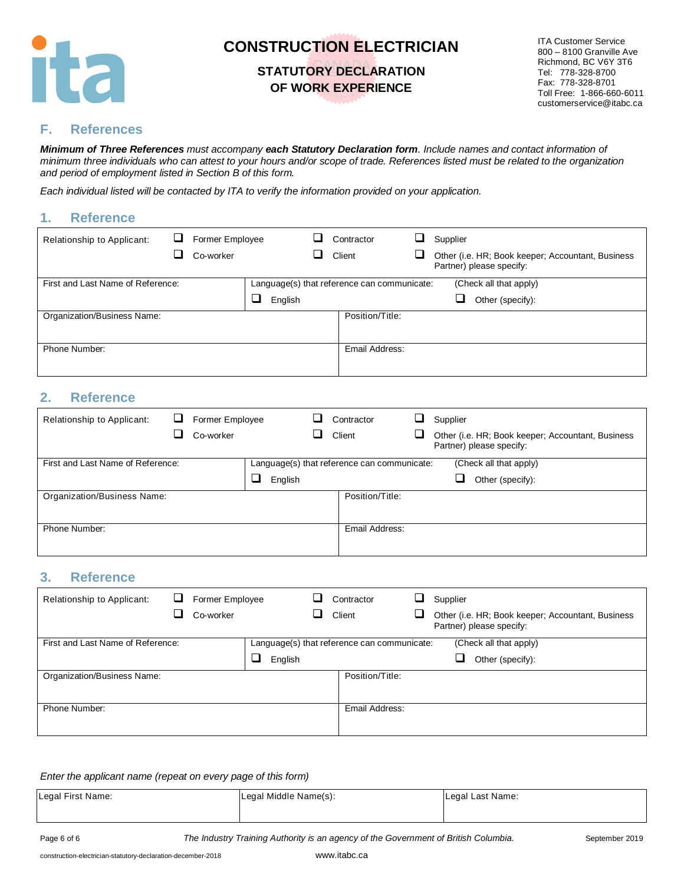# CONSTRUCTION ELECTRICIAN

## STATUTORY DECLARATION OF WORK EXPERIENCE

ITA Customer Service
800 – 8100 Granville Ave
Richmond, BC V6Y 3T6
Tel: 778-328-8700
Fax: 778-328-8701
Toll Free: 1-866-660-6011
customerservice@itabc.ca

## F. References

***Minimum of Three References** must accompany **each Statutory Declaration form**. Include names and contact information of minimum three individuals who can attest to your hours and/or scope of trade. References listed must be related to the organization and period of employment listed in Section B of this form.*

*Each individual listed will be contacted by ITA to verify the information provided on your application.*

### 1. Reference

| | | | |
|---|---|---|---|
| Relationship to Applicant: | ❑ Former Employee<br>❑ Co-worker | ❑ Contractor<br>❑ Client | ❑ Supplier<br>❑ Other (i.e. HR; Book keeper; Accountant, Business Partner) please specify: |
| First and Last Name of Reference: | Language(s) that reference can communicate:<br>❑ English | | (Check all that apply)<br>❑ Other (specify): |
| Organization/Business Name: | | Position/Title: | |
| Phone Number: | | Email Address: | |

### 2. Reference

| | | | |
|---|---|---|---|
| Relationship to Applicant: | ❑ Former Employee<br>❑ Co-worker | ❑ Contractor<br>❑ Client | ❑ Supplier<br>❑ Other (i.e. HR; Book keeper; Accountant, Business Partner) please specify: |
| First and Last Name of Reference: | Language(s) that reference can communicate:<br>❑ English | | (Check all that apply)<br>❑ Other (specify): |
| Organization/Business Name: | | Position/Title: | |
| Phone Number: | | Email Address: | |

### 3. Reference

| | | | |
|---|---|---|---|
| Relationship to Applicant: | ❑ Former Employee<br>❑ Co-worker | ❑ Contractor<br>❑ Client | ❑ Supplier<br>❑ Other (i.e. HR; Book keeper; Accountant, Business Partner) please specify: |
| First and Last Name of Reference: | Language(s) that reference can communicate:<br>❑ English | | (Check all that apply)<br>❑ Other (specify): |
| Organization/Business Name: | | Position/Title: | |
| Phone Number: | | Email Address: | |

*Enter the applicant name (repeat on every page of this form)*

| Legal First Name: | Legal Middle Name(s): | Legal Last Name: |
|---|---|---|
| | | |